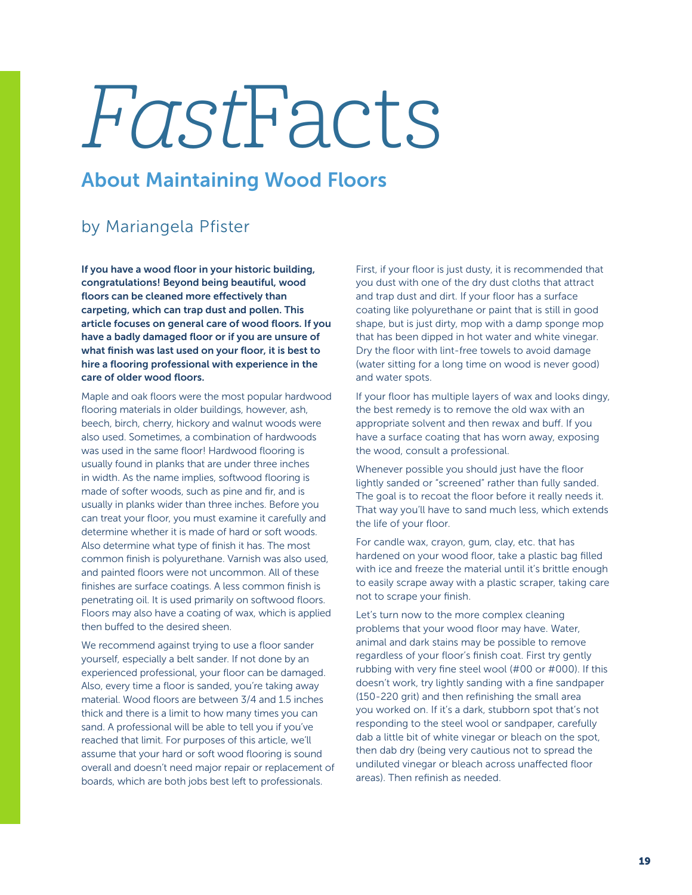# *Fast*Facts

## About Maintaining Wood Floors

### by Mariangela Pfister

**If you have a wood floor in your historic building, congratulations! Beyond being beautiful, wood floors can be cleaned more effectively than carpeting, which can trap dust and pollen. This article focuses on general care of wood floors. If you have a badly damaged floor or if you are unsure of what finish was last used on your floor, it is best to hire a flooring professional with experience in the care of older wood floors.**

Maple and oak floors were the most popular hardwood flooring materials in older buildings, however, ash, beech, birch, cherry, hickory and walnut woods were also used. Sometimes, a combination of hardwoods was used in the same floor! Hardwood flooring is usually found in planks that are under three inches in width. As the name implies, softwood flooring is made of softer woods, such as pine and fir, and is usually in planks wider than three inches. Before you can treat your floor, you must examine it carefully and determine whether it is made of hard or soft woods. Also determine what type of finish it has. The most common finish is polyurethane. Varnish was also used, and painted floors were not uncommon. All of these finishes are surface coatings. A less common finish is penetrating oil. It is used primarily on softwood floors. Floors may also have a coating of wax, which is applied then buffed to the desired sheen.

We recommend against trying to use a floor sander yourself, especially a belt sander. If not done by an experienced professional, your floor can be damaged. Also, every time a floor is sanded, you're taking away material. Wood floors are between 3/4 and 1.5 inches thick and there is a limit to how many times you can sand. A professional will be able to tell you if you've reached that limit. For purposes of this article, we'll assume that your hard or soft wood flooring is sound overall and doesn't need major repair or replacement of boards, which are both jobs best left to professionals.

First, if your floor is just dusty, it is recommended that you dust with one of the dry dust cloths that attract and trap dust and dirt. If your floor has a surface coating like polyurethane or paint that is still in good shape, but is just dirty, mop with a damp sponge mop that has been dipped in hot water and white vinegar. Dry the floor with lint-free towels to avoid damage (water sitting for a long time on wood is never good) and water spots.

If your floor has multiple layers of wax and looks dingy, the best remedy is to remove the old wax with an appropriate solvent and then rewax and buff. If you have a surface coating that has worn away, exposing the wood, consult a professional.

Whenever possible you should just have the floor lightly sanded or "screened" rather than fully sanded. The goal is to recoat the floor before it really needs it. That way you'll have to sand much less, which extends the life of your floor.

For candle wax, crayon, gum, clay, etc. that has hardened on your wood floor, take a plastic bag filled with ice and freeze the material until it's brittle enough to easily scrape away with a plastic scraper, taking care not to scrape your finish.

Let's turn now to the more complex cleaning problems that your wood floor may have. Water, animal and dark stains may be possible to remove regardless of your floor's finish coat. First try gently rubbing with very fine steel wool (#00 or #000). If this doesn't work, try lightly sanding with a fine sandpaper (150-220 grit) and then refinishing the small area you worked on. If it's a dark, stubborn spot that's not responding to the steel wool or sandpaper, carefully dab a little bit of white vinegar or bleach on the spot, then dab dry (being very cautious not to spread the undiluted vinegar or bleach across unaffected floor areas). Then refinish as needed.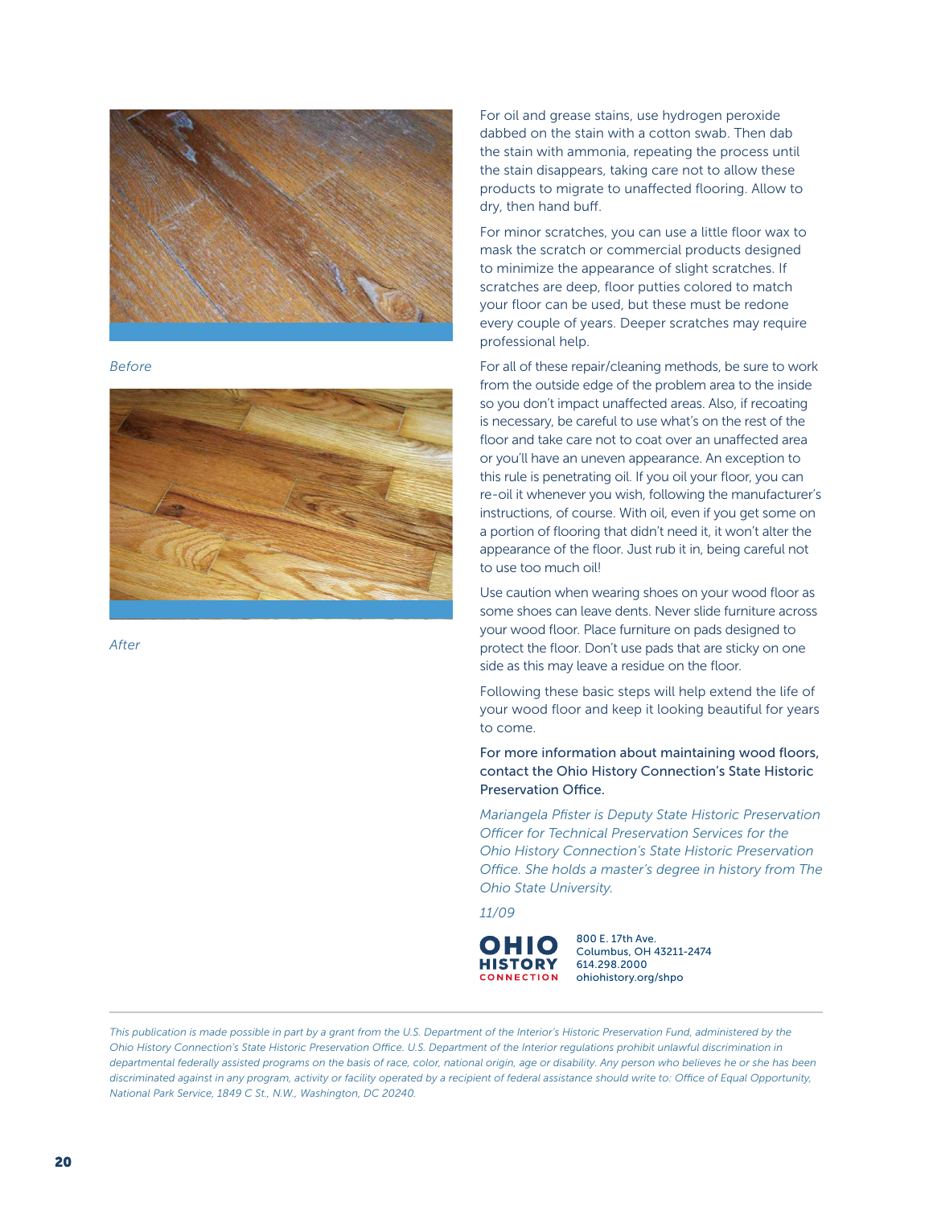*Before*

*After*

For oil and grease stains, use hydrogen peroxide dabbed on the stain with a cotton swab. Then dab the stain with ammonia, repeating the process until the stain disappears, taking care not to allow these products to migrate to unaffected flooring. Allow to dry, then hand buff.

For minor scratches, you can use a little floor wax to mask the scratch or commercial products designed to minimize the appearance of slight scratches. If scratches are deep, floor putties colored to match your floor can be used, but these must be redone every couple of years. Deeper scratches may require professional help.

For all of these repair/cleaning methods, be sure to work from the outside edge of the problem area to the inside so you don't impact unaffected areas. Also, if recoating is necessary, be careful to use what's on the rest of the floor and take care not to coat over an unaffected area or you'll have an uneven appearance. An exception to this rule is penetrating oil. If you oil your floor, you can re-oil it whenever you wish, following the manufacturer's instructions, of course. With oil, even if you get some on a portion of flooring that didn't need it, it won't alter the appearance of the floor. Just rub it in, being careful not to use too much oil!

Use caution when wearing shoes on your wood floor as some shoes can leave dents. Never slide furniture across your wood floor. Place furniture on pads designed to protect the floor. Don't use pads that are sticky on one side as this may leave a residue on the floor.

Following these basic steps will help extend the life of your wood floor and keep it looking beautiful for years to come.

**For more information about maintaining wood floors, contact the Ohio History Connection's State Historic Preservation Office.**

*Mariangela Pfister is Deputy State Historic Preservation Officer for Technical Preservation Services for the Ohio History Connection's State Historic Preservation Office. She holds a master's degree in history from The Ohio State University.*

*11/09*

OHIO HISTORY CONNECTION

800 E. 17th Ave.
Columbus, OH 43211-2474
614.298.2000
ohiohistory.org/shpo

*This publication is made possible in part by a grant from the U.S. Department of the Interior's Historic Preservation Fund, administered by the Ohio History Connection's State Historic Preservation Office. U.S. Department of the Interior regulations prohibit unlawful discrimination in departmental federally assisted programs on the basis of race, color, national origin, age or disability. Any person who believes he or she has been discriminated against in any program, activity or facility operated by a recipient of federal assistance should write to: Office of Equal Opportunity, National Park Service, 1849 C St., N.W., Washington, DC 20240.*